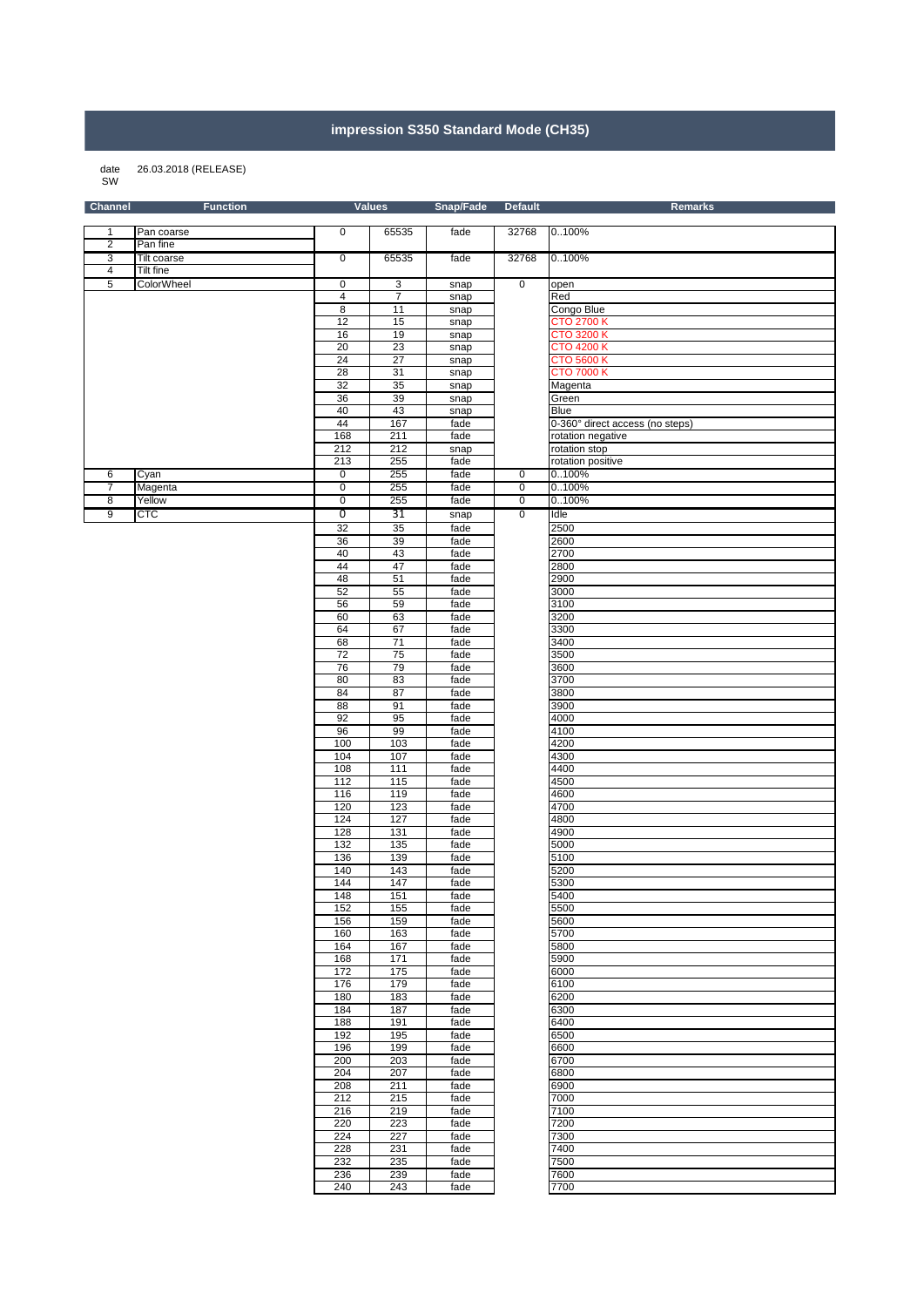# impression S350 Standard Mode (CH35)

date 26.03.2018 (RELEASE)
SW

| Channel | Function | Values | | Snap/Fade | Default | Remarks |
|---|---|---|---|---|---|---|
| 1 | Pan coarse | 0 | 65535 | fade | 32768 | 0..100% |
| 2 | Pan fine | | | | | |
| 3 | Tilt coarse | 0 | 65535 | fade | 32768 | 0..100% |
| 4 | Tilt fine | | | | | |
| 5 | ColorWheel | 0 | 3 | snap | 0 | open |
| | | 4 | 7 | snap | | Red |
| | | 8 | 11 | snap | | Congo Blue |
| | | 12 | 15 | snap | | CTO 2700 K |
| | | 16 | 19 | snap | | CTO 3200 K |
| | | 20 | 23 | snap | | CTO 4200 K |
| | | 24 | 27 | snap | | CTO 5600 K |
| | | 28 | 31 | snap | | CTO 7000 K |
| | | 32 | 35 | snap | | Magenta |
| | | 36 | 39 | snap | | Green |
| | | 40 | 43 | snap | | Blue |
| | | 44 | 167 | fade | | 0-360° direct access (no steps) |
| | | 168 | 211 | fade | | rotation negative |
| | | 212 | 212 | snap | | rotation stop |
| | | 213 | 255 | fade | | rotation positive |
| 6 | Cyan | 0 | 255 | fade | 0 | 0..100% |
| 7 | Magenta | 0 | 255 | fade | 0 | 0..100% |
| 8 | Yellow | 0 | 255 | fade | 0 | 0..100% |
| 9 | CTC | 0 | 31 | snap | 0 | Idle |
| | | 32 | 35 | fade | | 2500 |
| | | 36 | 39 | fade | | 2600 |
| | | 40 | 43 | fade | | 2700 |
| | | 44 | 47 | fade | | 2800 |
| | | 48 | 51 | fade | | 2900 |
| | | 52 | 55 | fade | | 3000 |
| | | 56 | 59 | fade | | 3100 |
| | | 60 | 63 | fade | | 3200 |
| | | 64 | 67 | fade | | 3300 |
| | | 68 | 71 | fade | | 3400 |
| | | 72 | 75 | fade | | 3500 |
| | | 76 | 79 | fade | | 3600 |
| | | 80 | 83 | fade | | 3700 |
| | | 84 | 87 | fade | | 3800 |
| | | 88 | 91 | fade | | 3900 |
| | | 92 | 95 | fade | | 4000 |
| | | 96 | 99 | fade | | 4100 |
| | | 100 | 103 | fade | | 4200 |
| | | 104 | 107 | fade | | 4300 |
| | | 108 | 111 | fade | | 4400 |
| | | 112 | 115 | fade | | 4500 |
| | | 116 | 119 | fade | | 4600 |
| | | 120 | 123 | fade | | 4700 |
| | | 124 | 127 | fade | | 4800 |
| | | 128 | 131 | fade | | 4900 |
| | | 132 | 135 | fade | | 5000 |
| | | 136 | 139 | fade | | 5100 |
| | | 140 | 143 | fade | | 5200 |
| | | 144 | 147 | fade | | 5300 |
| | | 148 | 151 | fade | | 5400 |
| | | 152 | 155 | fade | | 5500 |
| | | 156 | 159 | fade | | 5600 |
| | | 160 | 163 | fade | | 5700 |
| | | 164 | 167 | fade | | 5800 |
| | | 168 | 171 | fade | | 5900 |
| | | 172 | 175 | fade | | 6000 |
| | | 176 | 179 | fade | | 6100 |
| | | 180 | 183 | fade | | 6200 |
| | | 184 | 187 | fade | | 6300 |
| | | 188 | 191 | fade | | 6400 |
| | | 192 | 195 | fade | | 6500 |
| | | 196 | 199 | fade | | 6600 |
| | | 200 | 203 | fade | | 6700 |
| | | 204 | 207 | fade | | 6800 |
| | | 208 | 211 | fade | | 6900 |
| | | 212 | 215 | fade | | 7000 |
| | | 216 | 219 | fade | | 7100 |
| | | 220 | 223 | fade | | 7200 |
| | | 224 | 227 | fade | | 7300 |
| | | 228 | 231 | fade | | 7400 |
| | | 232 | 235 | fade | | 7500 |
| | | 236 | 239 | fade | | 7600 |
| | | 240 | 243 | fade | | 7700 |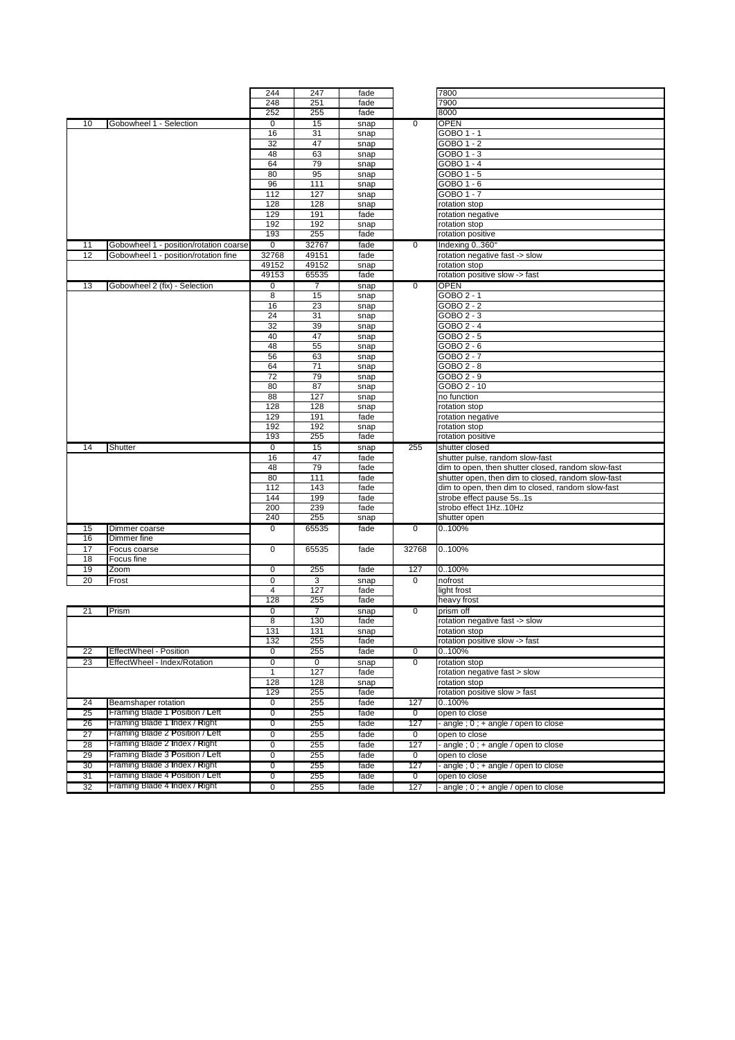| | | | | | | |
|---|---|---|---|---|---|---|
| | | 244 | 247 | fade | | 7800 |
| | | 248 | 251 | fade | | 7900 |
| | | 252 | 255 | fade | | 8000 |
| 10 | Gobowheel 1 - Selection | 0 | 15 | snap | 0 | OPEN |
| | | 16 | 31 | snap | | GOBO 1 - 1 |
| | | 32 | 47 | snap | | GOBO 1 - 2 |
| | | 48 | 63 | snap | | GOBO 1 - 3 |
| | | 64 | 79 | snap | | GOBO 1 - 4 |
| | | 80 | 95 | snap | | GOBO 1 - 5 |
| | | 96 | 111 | snap | | GOBO 1 - 6 |
| | | 112 | 127 | snap | | GOBO 1 - 7 |
| | | 128 | 128 | snap | | rotation stop |
| | | 129 | 191 | fade | | rotation negative |
| | | 192 | 192 | snap | | rotation stop |
| | | 193 | 255 | fade | | rotation positive |
| 11 | Gobowheel 1 - position/rotation coarse | 0 | 32767 | fade | 0 | Indexing 0..360° |
| 12 | Gobowheel 1 - position/rotation fine | 32768 | 49151 | fade | | rotation negative fast -> slow |
| | | 49152 | 49152 | snap | | rotation stop |
| | | 49153 | 65535 | fade | | rotation positive slow -> fast |
| 13 | Gobowheel 2 (fix) - Selection | 0 | 7 | snap | 0 | OPEN |
| | | 8 | 15 | snap | | GOBO 2 - 1 |
| | | 16 | 23 | snap | | GOBO 2 - 2 |
| | | 24 | 31 | snap | | GOBO 2 - 3 |
| | | 32 | 39 | snap | | GOBO 2 - 4 |
| | | 40 | 47 | snap | | GOBO 2 - 5 |
| | | 48 | 55 | snap | | GOBO 2 - 6 |
| | | 56 | 63 | snap | | GOBO 2 - 7 |
| | | 64 | 71 | snap | | GOBO 2 - 8 |
| | | 72 | 79 | snap | | GOBO 2 - 9 |
| | | 80 | 87 | snap | | GOBO 2 - 10 |
| | | 88 | 127 | snap | | no function |
| | | 128 | 128 | snap | | rotation stop |
| | | 129 | 191 | fade | | rotation negative |
| | | 192 | 192 | snap | | rotation stop |
| | | 193 | 255 | fade | | rotation positive |
| 14 | Shutter | 0 | 15 | snap | 255 | shutter closed |
| | | 16 | 47 | fade | | shutter pulse, random slow-fast |
| | | 48 | 79 | fade | | dim to open, then shutter closed, random slow-fast |
| | | 80 | 111 | fade | | shutter open, then dim to closed, random slow-fast |
| | | 112 | 143 | fade | | dim to open, then dim to closed, random slow-fast |
| | | 144 | 199 | fade | | strobe effect pause 5s..1s |
| | | 200 | 239 | fade | | strobo effect 1Hz..10Hz |
| | | 240 | 255 | snap | | shutter open |
| 15 | Dimmer coarse | 0 | 65535 | fade | 0 | 0..100% |
| 16 | Dimmer fine | | | | | |
| 17 | Focus coarse | 0 | 65535 | fade | 32768 | 0..100% |
| 18 | Focus fine | | | | | |
| 19 | Zoom | 0 | 255 | fade | 127 | 0..100% |
| 20 | Frost | 0 | 3 | snap | 0 | nofrost |
| | | 4 | 127 | fade | | light frost |
| | | 128 | 255 | fade | | heavy frost |
| 21 | Prism | 0 | 7 | snap | 0 | prism off |
| | | 8 | 130 | fade | | rotation negative fast -> slow |
| | | 131 | 131 | snap | | rotation stop |
| | | 132 | 255 | fade | | rotation positive slow -> fast |
| 22 | EffectWheel - Position | 0 | 255 | fade | 0 | 0..100% |
| 23 | EffectWheel - Index/Rotation | 0 | 0 | snap | 0 | rotation stop |
| | | 1 | 127 | fade | | rotation negative fast > slow |
| | | 128 | 128 | snap | | rotation stop |
| | | 129 | 255 | fade | | rotation positive slow > fast |
| 24 | Beamshaper rotation | 0 | 255 | fade | 127 | 0..100% |
| 25 | Framing Blade 1 **P**osition / **L**eft | 0 | 255 | fade | 0 | open to close |
| 26 | Framing Blade 1 **I**ndex / **R**ight | 0 | 255 | fade | 127 | - angle ; 0 ; + angle / open to close |
| 27 | Framing Blade 2 **P**osition / **L**eft | 0 | 255 | fade | 0 | open to close |
| 28 | Framing Blade 2 **I**ndex / **R**ight | 0 | 255 | fade | 127 | - angle ; 0 ; + angle / open to close |
| 29 | Framing Blade 3 **P**osition / **L**eft | 0 | 255 | fade | 0 | open to close |
| 30 | Framing Blade 3 **I**ndex / **R**ight | 0 | 255 | fade | 127 | - angle ; 0 ; + angle / open to close |
| 31 | Framing Blade 4 **P**osition / **L**eft | 0 | 255 | fade | 0 | open to close |
| 32 | Framing Blade 4 **I**ndex / **R**ight | 0 | 255 | fade | 127 | - angle ; 0 ; + angle / open to close |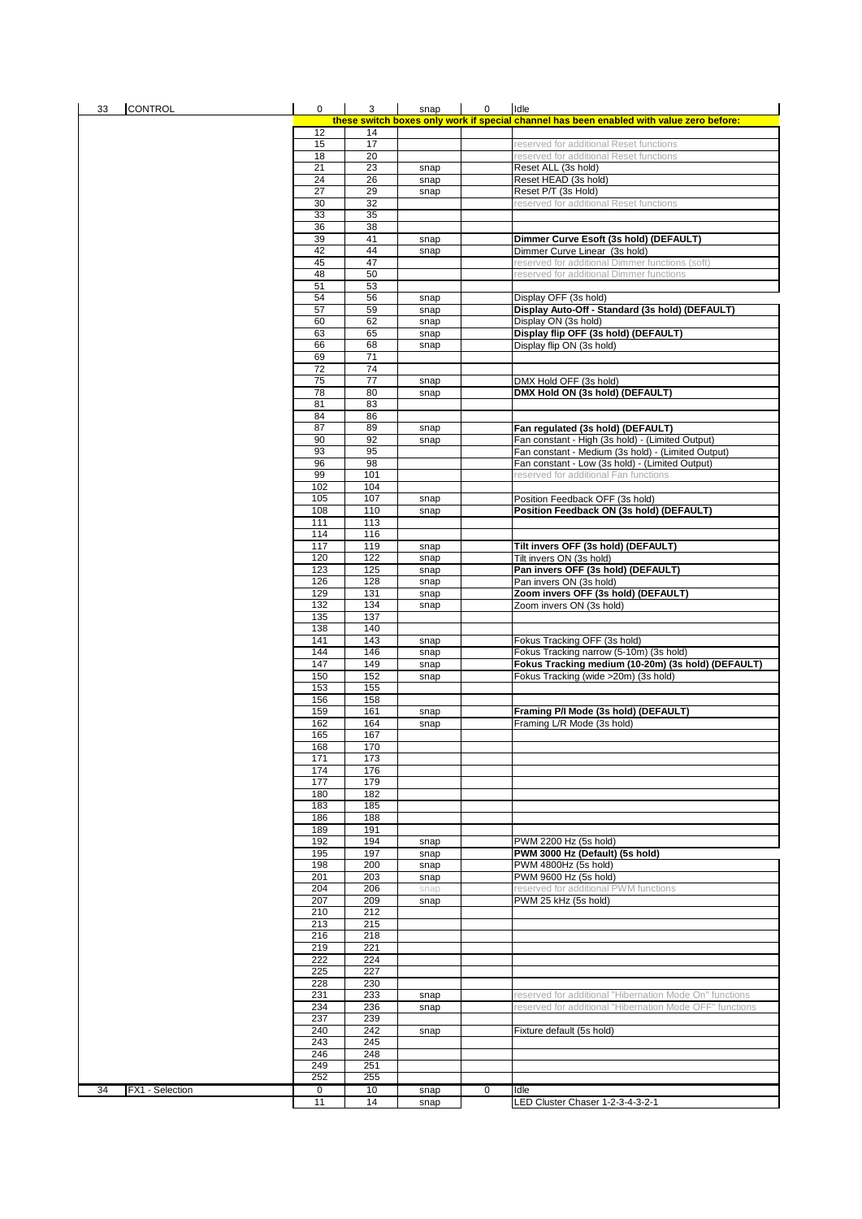| | | | | | | |
|---|---|---|---|---|---|---|
| 33 | CONTROL | 0 | 3 | snap | 0 | Idle |
| | | **these switch boxes only work if special channel has been enabled with value zero before:** | | | | |
| | | 12 | 14 | | | |
| | | 15 | 17 | | | reserved for additional Reset functions |
| | | 18 | 20 | | | reserved for additional Reset functions |
| | | 21 | 23 | snap | | Reset ALL (3s hold) |
| | | 24 | 26 | snap | | Reset HEAD (3s hold) |
| | | 27 | 29 | snap | | Reset P/T (3s Hold) |
| | | 30 | 32 | | | reserved for additional Reset functions |
| | | 33 | 35 | | | |
| | | 36 | 38 | | | |
| | | 39 | 41 | snap | | **Dimmer Curve Esoft (3s hold) (DEFAULT)** |
| | | 42 | 44 | snap | | Dimmer Curve Linear (3s hold) |
| | | 45 | 47 | | | reserved for additional Dimmer functions (soft) |
| | | 48 | 50 | | | reserved for additional Dimmer functions |
| | | 51 | 53 | | | |
| | | 54 | 56 | snap | | Display OFF (3s hold) |
| | | 57 | 59 | snap | | **Display Auto-Off - Standard (3s hold) (DEFAULT)** |
| | | 60 | 62 | snap | | Display ON (3s hold) |
| | | 63 | 65 | snap | | **Display flip OFF (3s hold) (DEFAULT)** |
| | | 66 | 68 | snap | | Display flip ON (3s hold) |
| | | 69 | 71 | | | |
| | | 72 | 74 | | | |
| | | 75 | 77 | snap | | DMX Hold OFF (3s hold) |
| | | 78 | 80 | snap | | **DMX Hold ON (3s hold) (DEFAULT)** |
| | | 81 | 83 | | | |
| | | 84 | 86 | | | |
| | | 87 | 89 | snap | | **Fan regulated (3s hold) (DEFAULT)** |
| | | 90 | 92 | snap | | Fan constant - High (3s hold) - (Limited Output) |
| | | 93 | 95 | | | Fan constant - Medium (3s hold) - (Limited Output) |
| | | 96 | 98 | | | Fan constant - Low (3s hold) - (Limited Output) |
| | | 99 | 101 | | | reserved for additional Fan functions |
| | | 102 | 104 | | | |
| | | 105 | 107 | snap | | Position Feedback OFF (3s hold) |
| | | 108 | 110 | snap | | **Position Feedback ON (3s hold) (DEFAULT)** |
| | | 111 | 113 | | | |
| | | 114 | 116 | | | |
| | | 117 | 119 | snap | | **Tilt invers OFF (3s hold) (DEFAULT)** |
| | | 120 | 122 | snap | | Tilt invers ON (3s hold) |
| | | 123 | 125 | snap | | **Pan invers OFF (3s hold) (DEFAULT)** |
| | | 126 | 128 | snap | | Pan invers ON (3s hold) |
| | | 129 | 131 | snap | | **Zoom invers OFF (3s hold) (DEFAULT)** |
| | | 132 | 134 | snap | | Zoom invers ON (3s hold) |
| | | 135 | 137 | | | |
| | | 138 | 140 | | | |
| | | 141 | 143 | snap | | Fokus Tracking OFF (3s hold) |
| | | 144 | 146 | snap | | Fokus Tracking narrow (5-10m) (3s hold) |
| | | 147 | 149 | snap | | **Fokus Tracking medium (10-20m) (3s hold) (DEFAULT)** |
| | | 150 | 152 | snap | | Fokus Tracking (wide >20m) (3s hold) |
| | | 153 | 155 | | | |
| | | 156 | 158 | | | |
| | | 159 | 161 | snap | | **Framing P/I Mode (3s hold) (DEFAULT)** |
| | | 162 | 164 | snap | | Framing L/R Mode (3s hold) |
| | | 165 | 167 | | | |
| | | 168 | 170 | | | |
| | | 171 | 173 | | | |
| | | 174 | 176 | | | |
| | | 177 | 179 | | | |
| | | 180 | 182 | | | |
| | | 183 | 185 | | | |
| | | 186 | 188 | | | |
| | | 189 | 191 | | | |
| | | 192 | 194 | snap | | PWM 2200 Hz (5s hold) |
| | | 195 | 197 | snap | | **PWM 3000 Hz (Default) (5s hold)** |
| | | 198 | 200 | snap | | PWM 4800Hz (5s hold) |
| | | 201 | 203 | snap | | PWM 9600 Hz (5s hold) |
| | | 204 | 206 | snap | | reserved for additional PWM functions |
| | | 207 | 209 | snap | | PWM 25 kHz (5s hold) |
| | | 210 | 212 | | | |
| | | 213 | 215 | | | |
| | | 216 | 218 | | | |
| | | 219 | 221 | | | |
| | | 222 | 224 | | | |
| | | 225 | 227 | | | |
| | | 228 | 230 | | | |
| | | 231 | 233 | snap | | reserved for additional "Hibernation Mode On" functions |
| | | 234 | 236 | snap | | reserved for additional "Hibernation Mode OFF" functions |
| | | 237 | 239 | | | |
| | | 240 | 242 | snap | | Fixture default (5s hold) |
| | | 243 | 245 | | | |
| | | 246 | 248 | | | |
| | | 249 | 251 | | | |
| | | 252 | 255 | | | |
| 34 | FX1 - Selection | 0 | 10 | snap | 0 | Idle |
| | | 11 | 14 | snap | | LED Cluster Chaser 1-2-3-4-3-2-1 |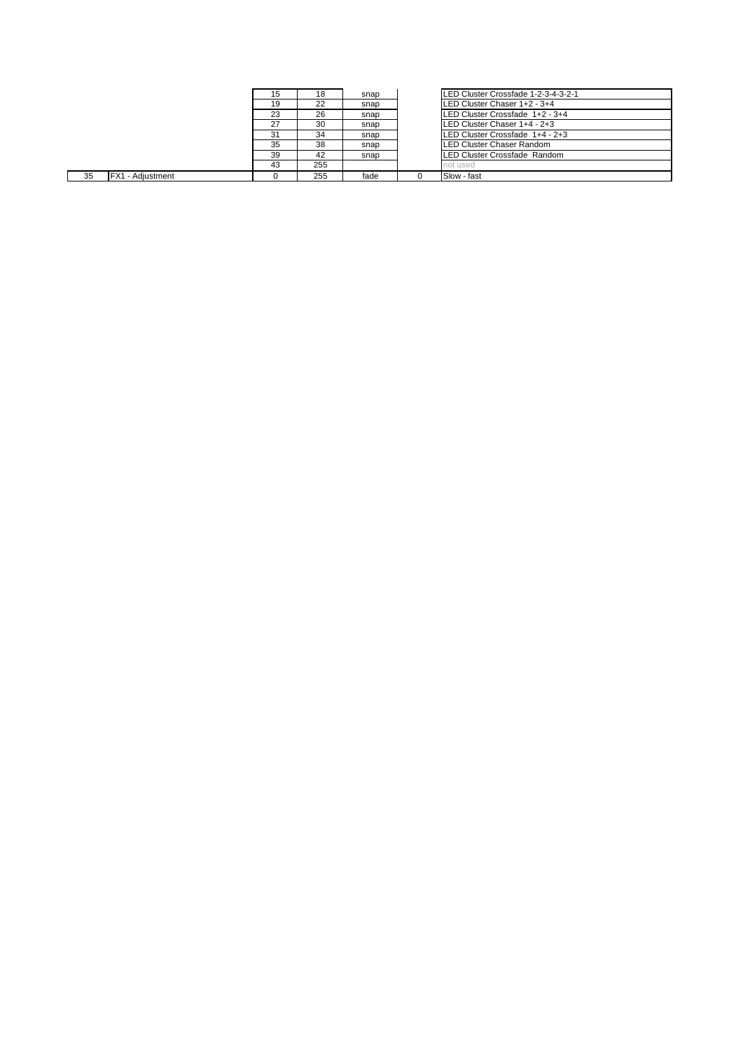| | | | | | | |
|---|---|---|---|---|---|---|
| | | 15 | 18 | snap | | LED Cluster Crossfade 1-2-3-4-3-2-1 |
| | | 19 | 22 | snap | | LED Cluster Chaser 1+2 - 3+4 |
| | | 23 | 26 | snap | | LED Cluster Crossfade 1+2 - 3+4 |
| | | 27 | 30 | snap | | LED Cluster Chaser 1+4 - 2+3 |
| | | 31 | 34 | snap | | LED Cluster Crossfade 1+4 - 2+3 |
| | | 35 | 38 | snap | | LED Cluster Chaser Random |
| | | 39 | 42 | snap | | LED Cluster Crossfade Random |
| | | 43 | 255 | | | not used |
| 35 | FX1 - Adjustment | 0 | 255 | fade | 0 | Slow - fast |